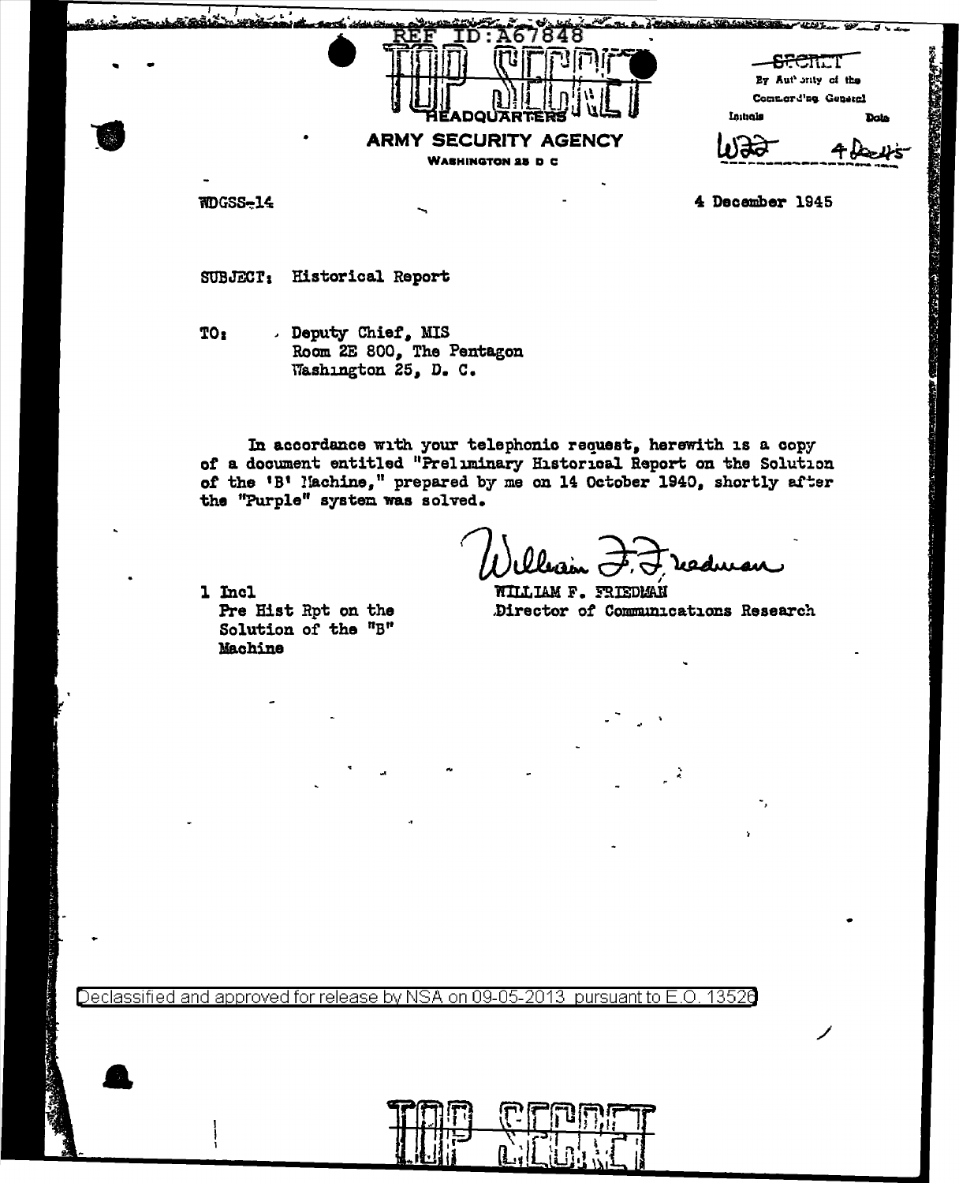REF ID:A67848

TOP SECRET

HEADQUARTERS
ARMY SECURITY AGENCY
WASHINGTON 25 D C

SECRET
By Authority of the
Commanding General
Initials: WJJ Date: 4 Dec 45

WDGSS-14

4 December 1945

SUBJECT: Historical Report

TO: Deputy Chief, MIS
Room 2E 800, The Pentagon
Washington 25, D. C.

In accordance with your telephonic request, herewith is a copy of a document entitled "Preliminary Historical Report on the Solution of the 'B' Machine," prepared by me on 14 October 1940, shortly after the "Purple" system was solved.

William F. Friedman

WILLIAM F. FRIEDMAN
Director of Communications Research

1 Incl
Pre Hist Rpt on the Solution of the "B" Machine

Declassified and approved for release by NSA on 09-05-2013 pursuant to E.O. 13526

TOP SECRET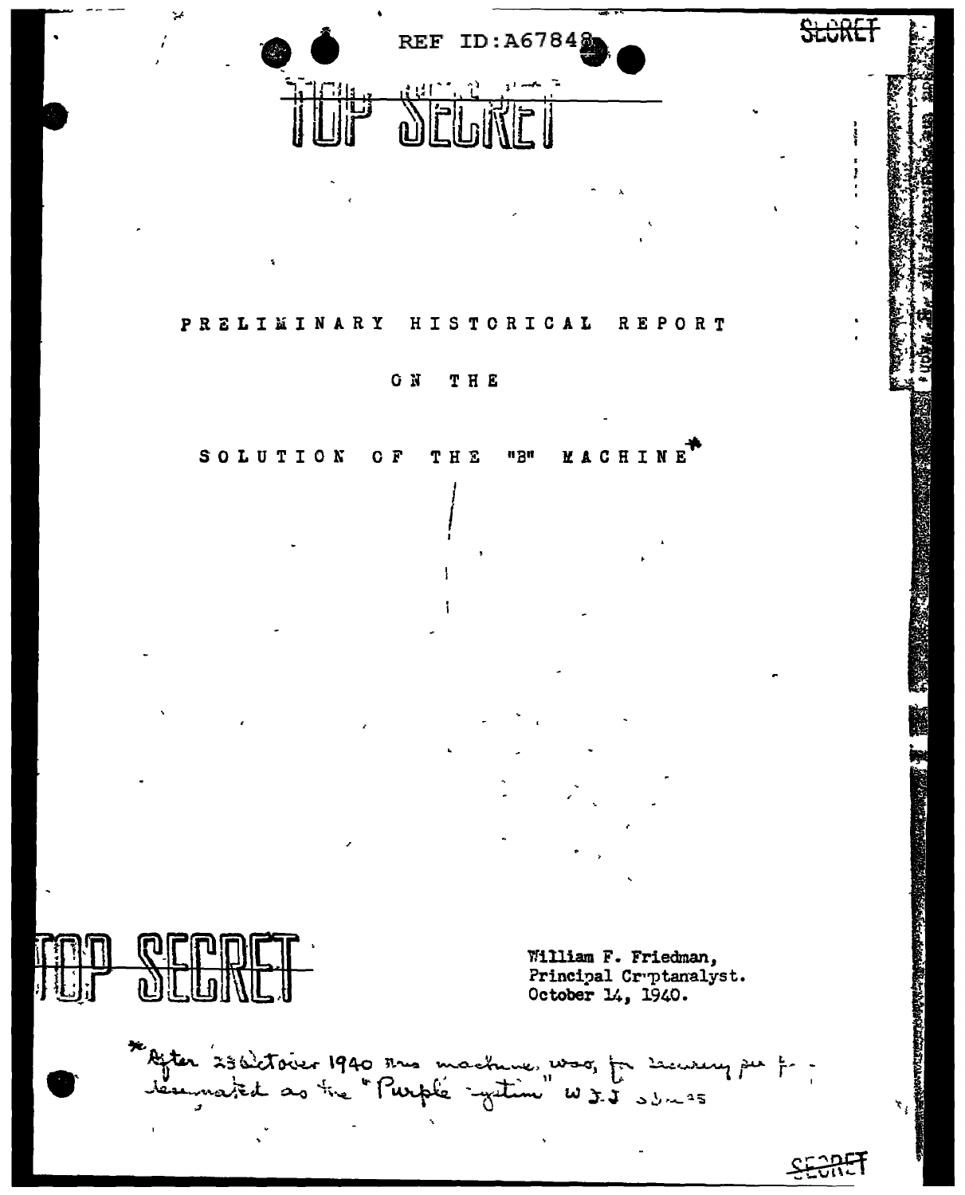REF ID:A67848

SECRET

TOP SECRET

# PRELIMINARY HISTORICAL REPORT

# ON THE

# SOLUTION OF THE "B" MACHINE*

TOP SECRET

William F. Friedman,
Principal Cryptanalyst.
October 14, 1940.

*After 23 October 1940 this machine was, for security purposes, designated as the "Purple system" W.F.F. 23 — 25

SECRET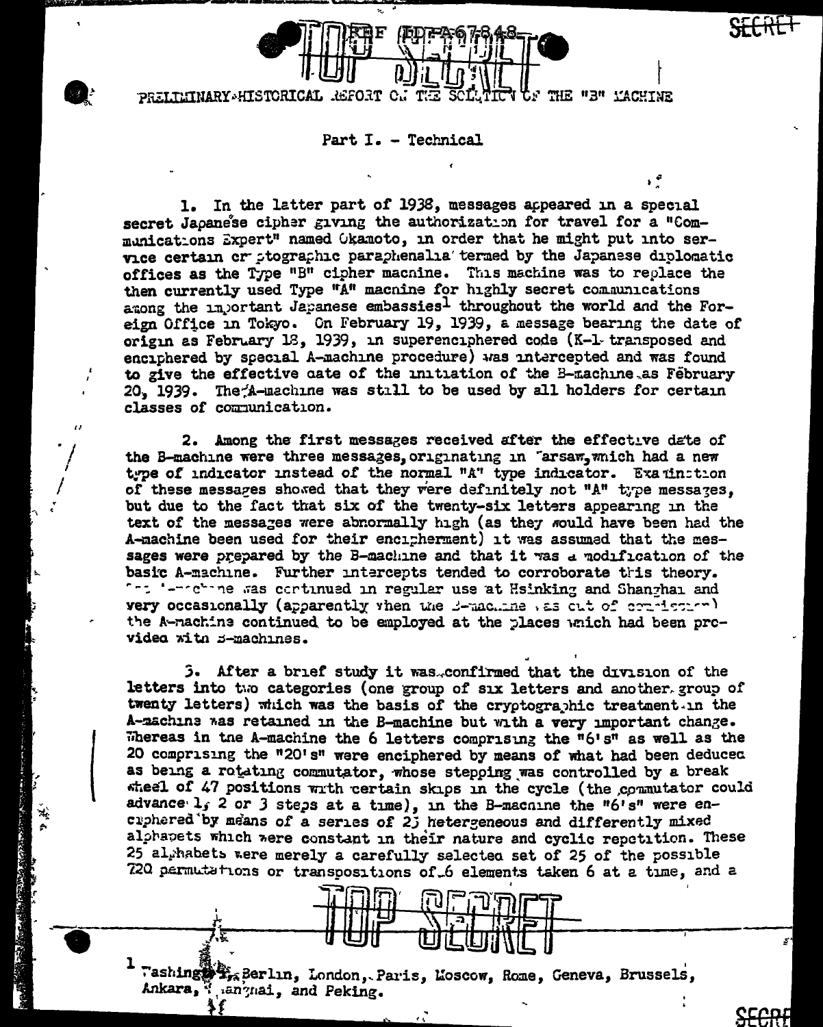# PRELIMINARY HISTORICAL REPORT ON THE SOLUTION OF THE "B" MACHINE

## Part I. - Technical

1. In the latter part of 1938, messages appeared in a special secret Japanese cipher giving the authorization for travel for a "Communications Expert" named Okamoto, in order that he might put into service certain cryptographic paraphenalia termed by the Japanese diplomatic offices as the Type "B" cipher machine. This machine was to replace the then currently used Type "A" machine for highly secret communications among the important Japanese embassies[1] throughout the world and the Foreign Office in Tokyo. On February 19, 1939, a message bearing the date of origin as February 18, 1939, in superenciphered code (K-1 transposed and enciphered by special A-machine procedure) was intercepted and was found to give the effective date of the initiation of the B-machine as February 20, 1939. The A-machine was still to be used by all holders for certain classes of communication.

2. Among the first messages received after the effective date of the B-machine were three messages, originating in Warsaw, which had a new type of indicator instead of the normal "A" type indicator. Examination of these messages showed that they were definitely not "A" type messages, but due to the fact that six of the twenty-six letters appearing in the text of the messages were abnormally high (as they would have been had the A-machine been used for their encipherment) it was assumed that the messages were prepared by the B-machine and that it was a modification of the basic A-machine. Further intercepts tended to corroborate this theory. The A-machine was continued in regular use at Hsinking and Shanghai and very occasionally (apparently when the B-machine was out of commission) the A-machine continued to be employed at the places which had been provided with B-machines.

3. After a brief study it was confirmed that the division of the letters into two categories (one group of six letters and another group of twenty letters) which was the basis of the cryptographic treatment in the A-machine was retained in the B-machine but with a very important change. Whereas in the A-machine the 6 letters comprising the "6's" as well as the 20 comprising the "20's" were enciphered by means of what had been deduced as being a rotating commutator, whose stepping was controlled by a break wheel of 47 positions with certain skips in the cycle (the commutator could advance 1, 2 or 3 steps at a time), in the B-machine the "6's" were enciphered by means of a series of 25 heterogeneous and differently mixed alphabets which were constant in their nature and cyclic repetition. These 25 alphabets were merely a carefully selected set of 25 of the possible 720 permutations or transpositions of 6 elements taken 6 at a time, and a

---

1 Washington, Berlin, London, Paris, Moscow, Rome, Geneva, Brussels, Ankara, Shanghai, and Peking.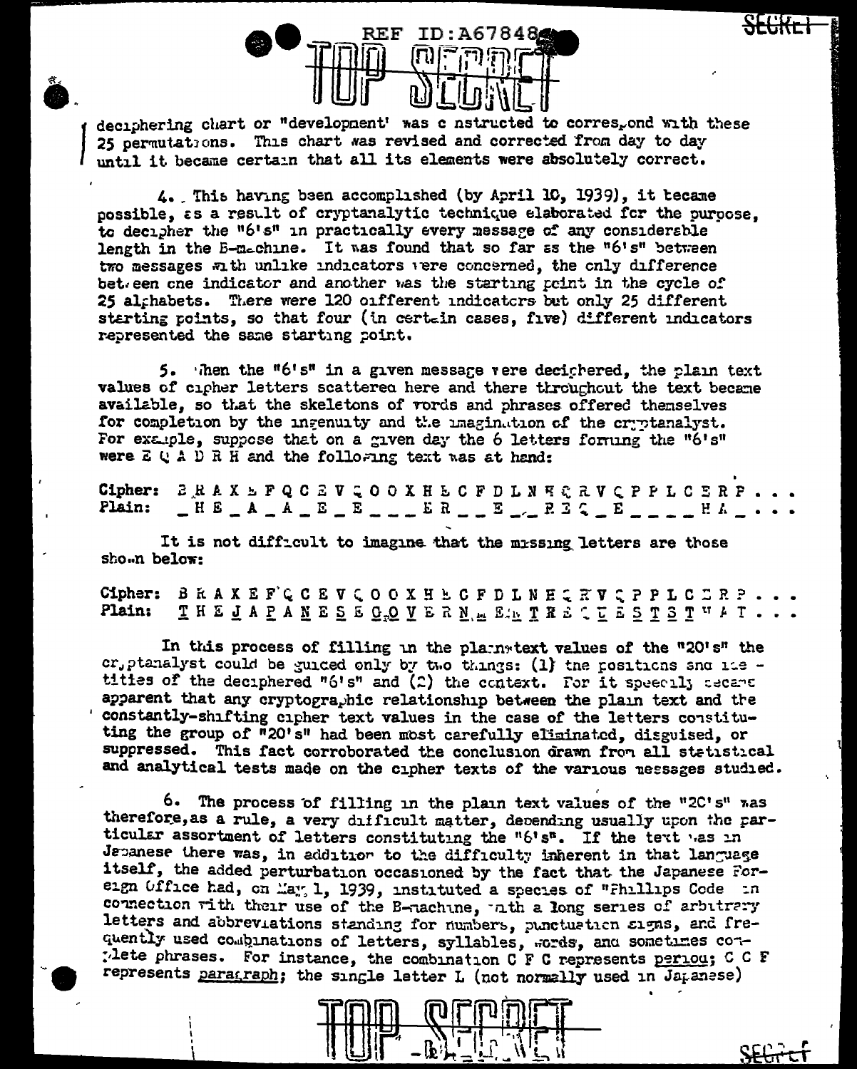deciphering chart or "development" was constructed to correspond with these 25 permutations. This chart was revised and corrected from day to day until it became certain that all its elements were absolutely correct.

4. This having been accomplished (by April 10, 1939), it became possible, as a result of cryptanalytic technique elaborated for the purpose, to decipher the "6's" in practically every message of any considerable length in the B-machine. It was found that so far as the "6's" between two messages with unlike indicators were concerned, the only difference between one indicator and another was the starting point in the cycle of 25 alphabets. There were 120 different indicators but only 25 different starting points, so that four (in certain cases, five) different indicators represented the same starting point.

5. When the "6's" in a given message were deciphered, the plain text values of cipher letters scattered here and there throughout the text became available, so that the skeletons of words and phrases offered themselves for completion by the ingenuity and the imagination of the cryptanalyst. For example, suppose that on a given day the 6 letters forming the "6's" were E Q A D R H and the following text was at hand:

```
Cipher: B R A X E F Q C E V Q O O X H E C F D L N E Q R V Q P P L C E R P . . .
Plain:  _ H E _ A _ A _ E _ E _ _ _ E R _ _ E _ _ R E Q _ E _ _ _ _ H A _ . . .
```

It is not difficult to imagine that the missing letters are those shown below:

```
Cipher: B R A X E F Q C E V Q O O X H E C F D L N E Q R V Q P P L C E R P . . .
Plain:  T H E J A P A N E S E G O V E R N M E N T R E Q U E S T S T H A T . . .
```

In this process of filling in the plain-text values of the "20's" the cryptanalyst could be guided only by two things: (1) the positions and identities of the deciphered "6's" and (2) the context. For it speedily became apparent that any cryptographic relationship between the plain text and the constantly-shifting cipher text values in the case of the letters constituting the group of "20's" had been most carefully eliminated, disguised, or suppressed. This fact corroborated the conclusion drawn from all statistical and analytical tests made on the cipher texts of the various messages studied.

6. The process of filling in the plain text values of the "20's" was therefore, as a rule, a very difficult matter, depending usually upon the particular assortment of letters constituting the "6's". If the text was in Japanese there was, in addition to the difficulty inherent in that language itself, the added perturbation occasioned by the fact that the Japanese Foreign Office had, on May 1, 1939, instituted a species of "Phillips Code" in connection with their use of the B-machine, with a long series of arbitrary letters and abbreviations standing for numbers, punctuation signs, and frequently used combinations of letters, syllables, words, and sometimes complete phrases. For instance, the combination C F C represents <u>period</u>; C C F represents <u>paragraph</u>; the single letter L (not normally used in Japanese)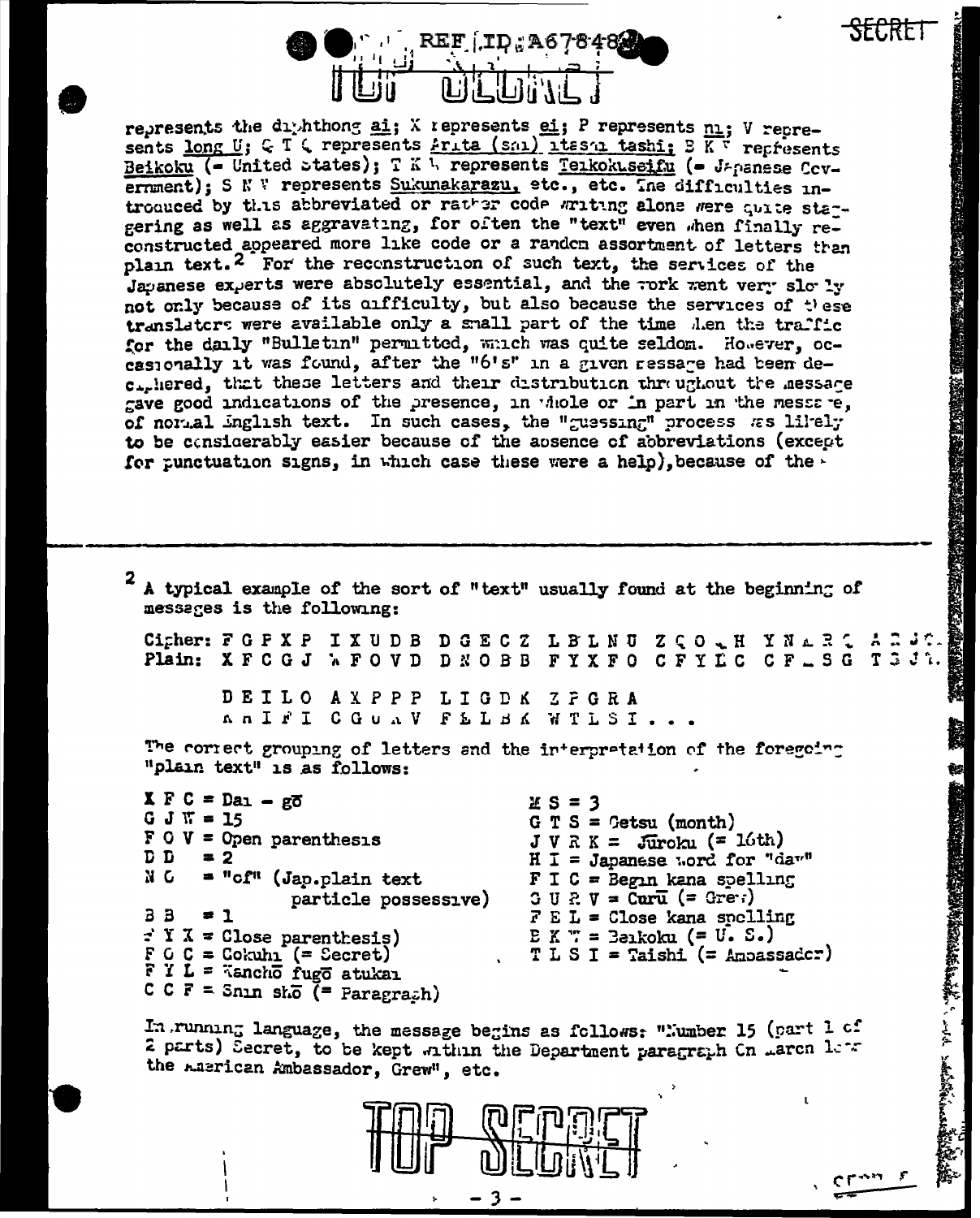represents the diphthong ai; X represents ei; P represents ni; V represents long U; G T ( represents Arita (san) itashi tashi; B K ' represents Beikoku (= United States); T K ' represents Teikokuseifu (= Japanese Government); S N V represents Sukunakarazu, etc., etc. The difficulties introduced by this abbreviated or rather code writing alone were quite staggering as well as aggravating, for often the "text" even when finally reconstructed appeared more like code or a random assortment of letters than plain text.[2] For the reconstruction of such text, the services of the Japanese experts were absolutely essential, and the work went very slowly not only because of its difficulty, but also because the services of these translators were available only a small part of the time when the traffic for the daily "Bulletin" permitted, which was quite seldom. However, occasionally it was found, after the "6's" in a given message had been deciphered, that these letters and their distribution throughout the message gave good indications of the presence, in whole or in part in the message, of normal English text. In such cases, the "guessing" process was likely to be considerably easier because of the absence of abbreviations (except for punctuation signs, in which case these were a help), because of the

---

[2] A typical example of the sort of "text" usually found at the beginning of messages is the following:

```
Cipher: F G P X P  I X U D B  D G E C Z  L B L N U  Z Q O . H  Y N . R .  A . J .
Plain:  X F C G J  W F O V D  D N O B B  F Y X F O  C F Y L C  C F . S G  T . J .

        D E I L O  A X P P P  L I G D K  Z P G R A
        A N I F I  C G U N V  F E L B K  W T L S I . . .
```

The correct grouping of letters and the interpretation of the foregoing "plain text" is as follows:

X F C = Dai - gō
G J W = 15
F O V = Open parenthesis
D D = 2
N O = "of" (Jap.plain text particle possessive)
B B = 1
F Y X = Close parenthesis)
F O C = Gokuhi (= Secret)
F Y L = Kanchō fugō atukai
C C F = Shin shō (= Paragraph)
M S = 3
G T S = Gatsu (month)
J V R K = Jūroku (= 16th)
H I = Japanese word for "day"
F I C = Begin kana spelling
G U R V = Guru (= Grew)
F E L = Close kana spelling
B K W = Beikoku (= U. S.)
T L S I = Taishi (= Ambassador)

In running language, the message begins as follows: "Number 15 (part 1 of 2 parts) Secret, to be kept within the Department paragraph On March 16th the American Ambassador, Grew", etc.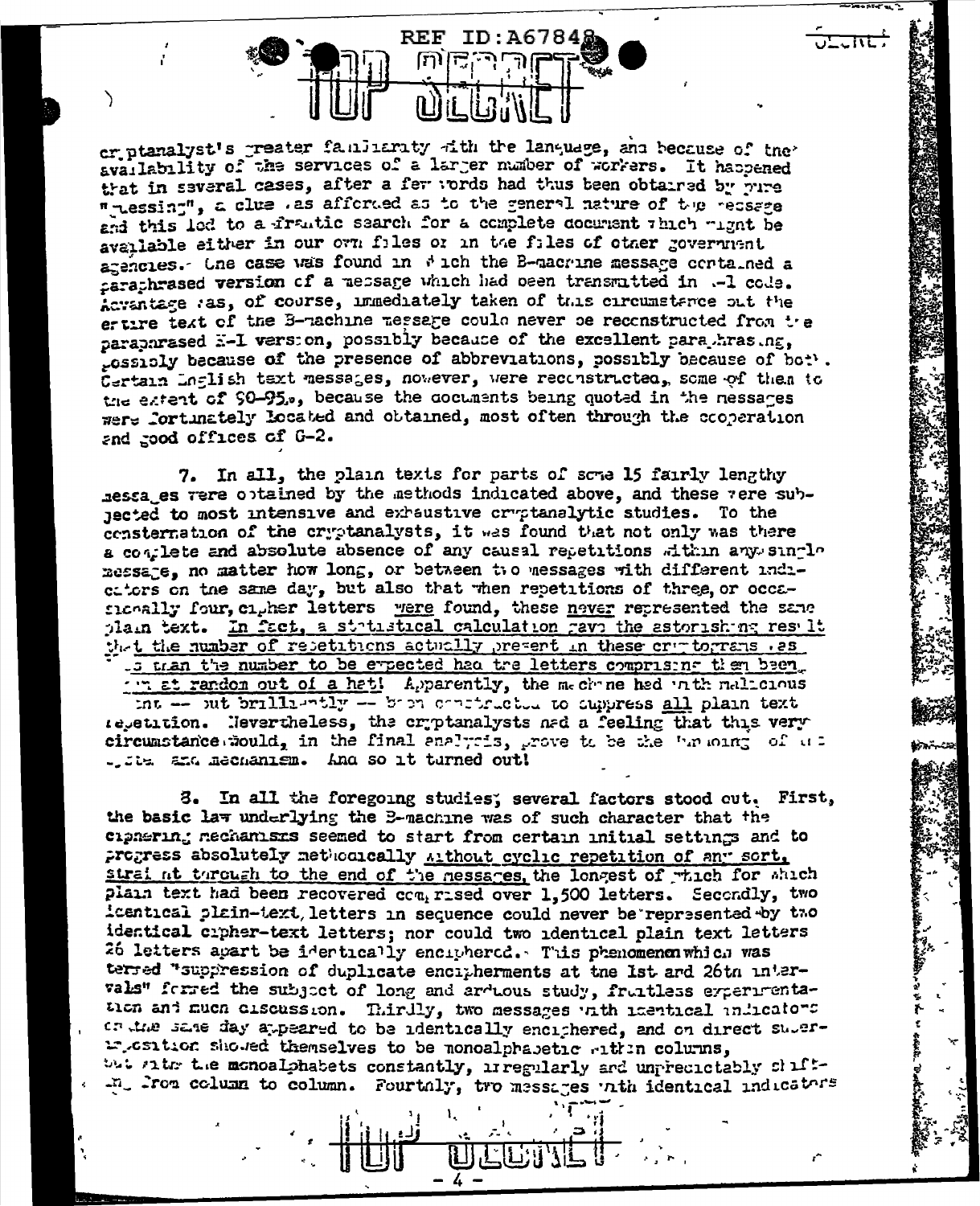cryptanalyst's greater familiarity with the language, and because of the availability of the services of a larger number of workers. It happened that in several cases, after a few words had thus been obtained by pure "guessing", a clue was afforded as to the general nature of the message and this led to a frantic search for a complete document which might be available either in our own files or in the files of other government agencies. One case was found in which the B-machine message contained a paraphrased version of a message which had been transmitted in M-1 code. Advantage was, of course, immediately taken of this circumstance but the entire text of the B-machine message could never be reconstructed from the paraphrased M-1 version, possibly because of the excellent paraphrasing, possibly because of the presence of abbreviations, possibly because of both. Certain English text messages, however, were reconstructed, some of them to the extent of 90-95%, because the documents being quoted in the messages were fortunately located and obtained, most often through the cooperation and good offices of G-2.

7. In all, the plain texts for parts of some 15 fairly lengthy messages were obtained by the methods indicated above, and these were subjected to most intensive and exhaustive cryptanalytic studies. To the consternation of the cryptanalysts, it was found that not only was there a complete and absolute absence of any causal repetitions within any single message, no matter how long, or between two messages with different indicators on the same day, but also that when repetitions of three, or occasionally four, cipher letters were found, these never represented the same plain text. In fact, a statistical calculation gave the astonishing result that the number of repetitions actually present in these cryptograms was less than the number to be expected had the letters comprising them been drawn at random out of a hat! Apparently, the machine had with malicious intent -- but brilliantly -- been constructed to suppress all plain text repetition. Nevertheless, the cryptanalysts had a feeling that this very circumstance would, in the final analysis, prove to be the undoing of the entire mechanism. And so it turned out!

8. In all the foregoing studies, several factors stood out. First, the basic law underlying the B-machine was of such character that the ciphering mechanisms seemed to start from certain initial settings and to progress absolutely methodically without cyclic repetition of any sort, straight through to the end of the messages, the longest of which for which plain text had been recovered comprised over 1,500 letters. Secondly, two identical plain-text letters in sequence could never be represented by two identical cipher-text letters; nor could two identical plain text letters 26 letters apart be identically enciphered. This phenomenon which was termed "suppression of duplicate encipherments at the 1st and 26th intervals" formed the subject of long and arduous study, fruitless experimentation and much discussion. Thirdly, two messages with identical indicators on the same day appeared to be identically enciphered, and on direct superimposition showed themselves to be monoalphabetic within columns, but with the monoalphabets constantly, irregularly and unpredictably shifting from column to column. Fourthly, two messages with identical indicators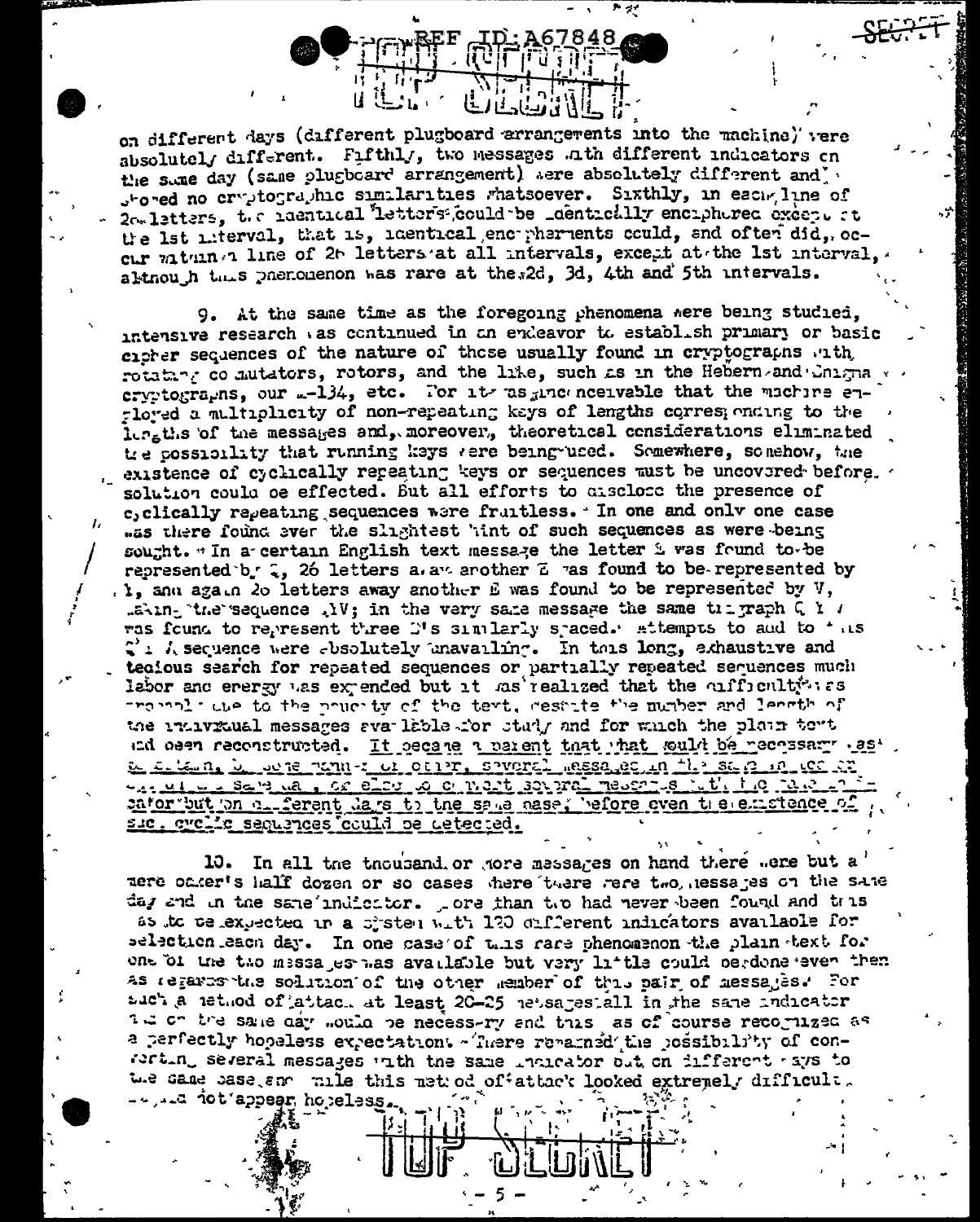on different days (different plugboard arrangements into the machine) were absolutely different. Fifthly, two messages with different indicators on the same day (same plugboard arrangement) were absolutely different and showed no cryptographic similarities whatsoever. Sixthly, in each line of 26 letters, the identical letters could be identically enciphered except at the 1st interval, that is, identical encipherments could, and often did, occur within a line of 26 letters at all intervals, except at the 1st interval, although this phenomenon was rare at the 2d, 3d, 4th and 5th intervals.

9. At the same time as the foregoing phenomena were being studied, intensive research was continued in an endeavor to establish primary or basic cipher sequences of the nature of those usually found in cryptographs with rotating commutators, rotors, and the like, such as in the Hebern and Enigma cryptographs, our M-134, etc. For it was inconceivable that the machine employed a multiplicity of non-repeating keys of lengths corresponding to the lengths of the messages and, moreover, theoretical considerations eliminated the possibility that running keys were being used. Somewhere, somehow, the existence of cyclically repeating keys or sequences must be uncovered before solution could be effected. But all efforts to disclose the presence of cyclically repeating sequences were fruitless. In one and only one case was there found ever the slightest hint of such sequences as were being sought. In a certain English text message the letter E was found to be represented by Q, 26 letters away another E was found to be represented by I, and again 26 letters away another E was found to be represented by V, making the sequence QIV; in the very same message the same trigraph Q I V was found to represent three D's similarly spaced. Attempts to add to this Q I V sequence were absolutely unavailing. In this long, exhaustive and tedious search for repeated sequences or partially repeated sequences much labor and energy was expended but it was realized that the difficulty was probably due to the paucity of the text, despite the number and length of the individual messages available for study and for which the plain text had been reconstructed. It became apparent that what would be necessary was to obtain, by some means or other, several messages in the same indicator on the same day, or else to convert several messages with the same indicator but on different days to the same base, before even the existence of such cyclic sequences could be detected.

10. In all the thousand or more messages on hand there were but a mere baker's half dozen or so cases where there were two messages on the same day and in the same indicator. More than two had never been found and this was to be expected in a system with 120 different indicators available for selection each day. In one case of this rare phenomenon the plain text for one of the two messages was available but very little could be done even then as regards the solution of the other member of this pair of messages. For such a method of attack at least 20-25 messages all in the same indicator and on the same day would be necessary and this was of course recognized as a perfectly hopeless expectation. There remained the possibility of converting several messages with the same indicator but on different days to the same base, and while this method of attack looked extremely difficult, it did not appear hopeless.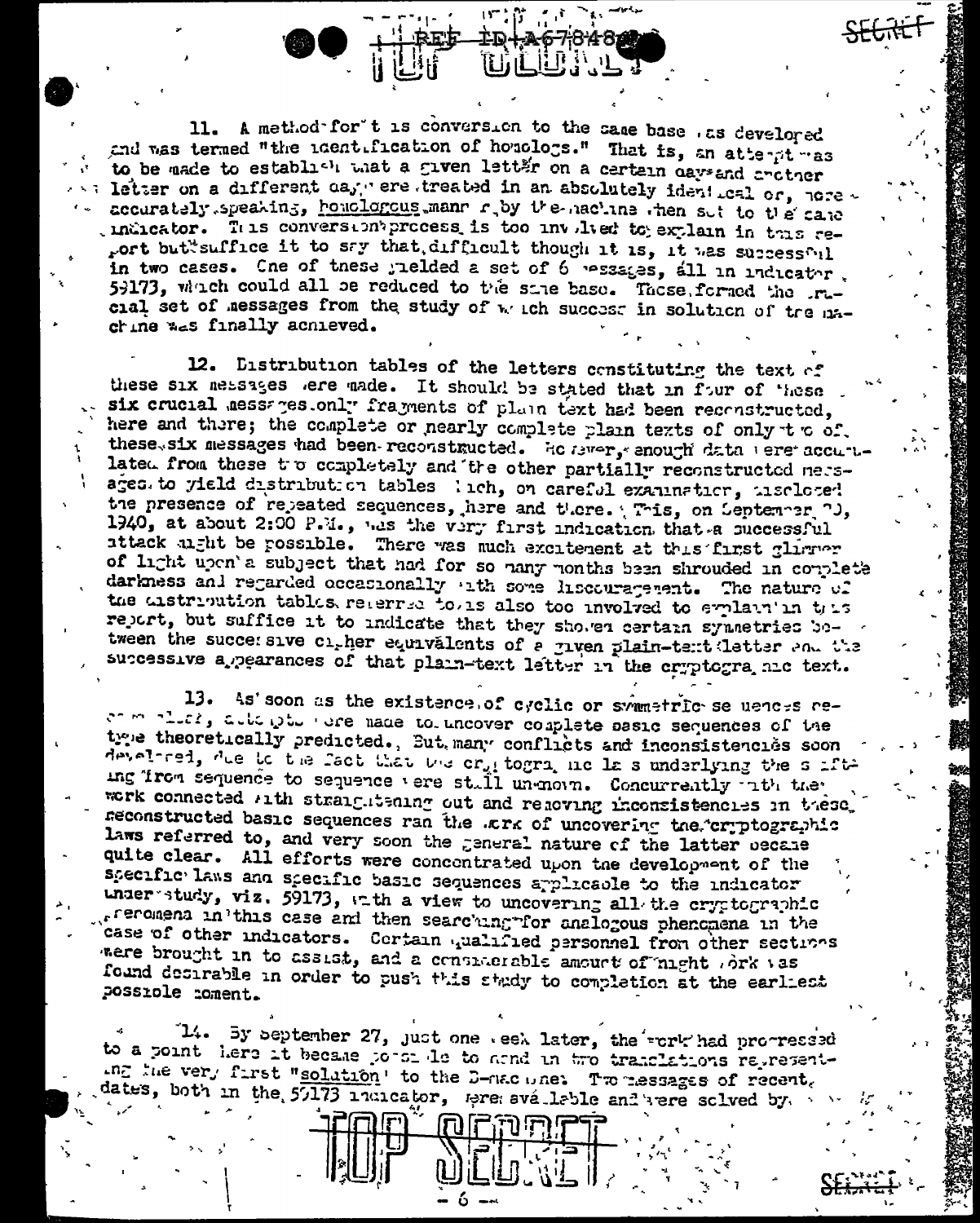11. A method for it is conversion to the same base was developed and was termed "the identification of homologs." That is, an attempt was to be made to establish that a given letter on a certain day and another letter on a different day were treated in an absolutely identical or, more accurately speaking, homologous manner by the machine when set to the same indicator. This conversion process is too involved to explain in this report but suffice it to say that, difficult though it is, it was successful in two cases. One of these yielded a set of 6 messages, all in indicator 59173, which could all be reduced to the same base. These formed the crucial set of messages from the study of which success in solution of the machine was finally achieved.

12. Distribution tables of the letters constituting the text of these six messages were made. It should be stated that in four of these six crucial messages only fragments of plain text had been reconstructed, here and there; the complete or nearly complete plain texts of only two of these six messages had been reconstructed. However, enough data were accumulated from these two completely and the other partially reconstructed messages to yield distribution tables which, on careful examination, disclosed the presence of repeated sequences, here and there. This, on September 20, 1940, at about 2:00 P.M., was the very first indication that a successful attack might be possible. There was much excitement at this first glimmer of light upon a subject that had for so many months been shrouded in complete darkness and regarded occasionally with some discouragement. The nature of the distribution tables referred to is also too involved to explain in this report, but suffice it to indicate that they showed certain symmetries between the successive cipher equivalents of a given plain-text letter and the successive appearances of that plain-text letter in the cryptographic text.

13. As soon as the existence of cyclic or symmetric sequences became clear, attempts were made to uncover complete basic sequences of the type theoretically predicted. But many conflicts and inconsistencies soon developed, due to the fact that the cryptographic laws underlying the shifting from sequence to sequence were still unknown. Concurrently with the work connected with straightening out and removing inconsistencies in these reconstructed basic sequences ran the work of uncovering the cryptographic laws referred to, and very soon the general nature of the latter became quite clear. All efforts were concentrated upon the development of the specific laws and specific basic sequences applicable to the indicator under study, viz. 59173, with a view to uncovering all the cryptographic phenomena in this case and then searching for analogous phenomena in the case of other indicators. Certain qualified personnel from other sections were brought in to assist, and a considerable amount of night work was found desirable in order to push this study to completion at the earliest possible moment.

14. By September 27, just one week later, the work had progressed to a point where it became possible to hand in two translations representing the very first "solution" to the B-machine. Two messages of recent dates, both in the 59173 indicator, were available and were solved by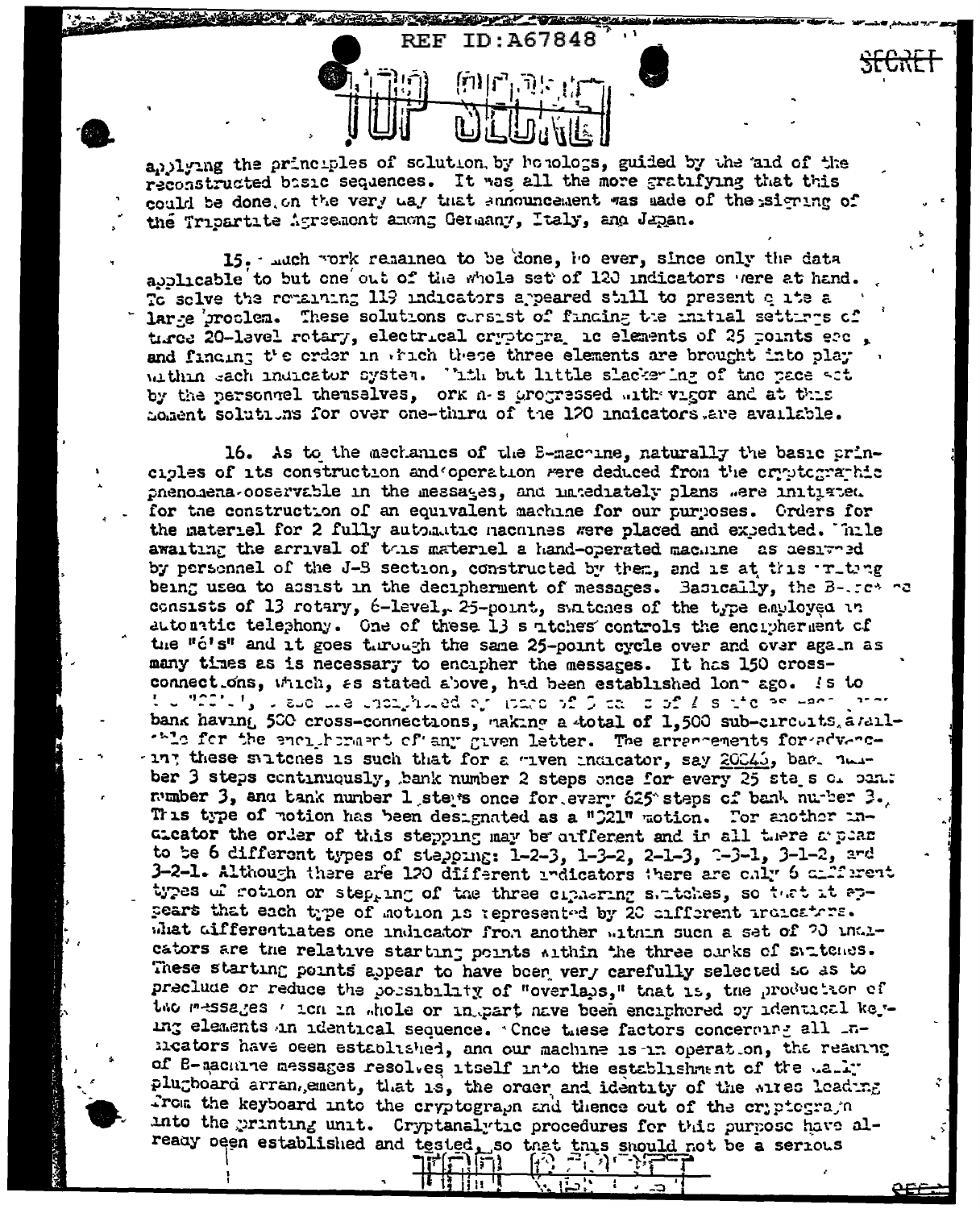applying the principles of solution by homologs, guided by the aid of the reconstructed basic sequences. It was all the more gratifying that this could be done on the very day that announcement was made of the signing of the Tripartite Agreement among Germany, Italy, and Japan.

15. Much work remained to be done, however, since only the data applicable to but one out of the whole set of 120 indicators were at hand. To solve the remaining 119 indicators appeared still to present quite a large problem. These solutions consist of finding the initial settings of three 20-level rotary, electrical cryptographic elements of 25 points each, and finding the order in which these three elements are brought into play within each indicator system. With but little slackening of the pace set by the personnel themselves, work has progressed with vigor and at this moment solutions for over one-third of the 120 indicators are available.

16. As to the mechanics of the B-machine, naturally the basic principles of its construction and operation were deduced from the cryptographic phenomena observable in the messages, and immediately plans were initiated for the construction of an equivalent machine for our purposes. Orders for the materiel for 2 fully automatic machines were placed and expedited. While awaiting the arrival of this materiel a hand-operated machine as designed by personnel of the J-B section, constructed by them, and is at this writing being used to assist in the decipherment of messages. Basically, the B-machine consists of 13 rotary, 6-level, 25-point, switches of the type employed in automatic telephony. One of these 13 switches controls the encipherment of the "6's" and it goes through the same 25-point cycle over and over again as many times as is necessary to encipher the messages. It has 150 cross-connections, which, as stated above, had been established long ago. As to the "20's", these are enciphered by means of 3 banks of 4 switches each, each bank having 500 cross-connections, making a total of 1,500 sub-circuits available for the encipherment of any given letter. The arrangements for advancing these switches is such that for a given indicator, say 20043, bank number 3 steps continuously, bank number 2 steps once for every 25 steps of bank number 3, and bank number 1 steps once for every 625 steps of bank number 3. This type of motion has been designated as a "321" motion. For another indicator the order of this stepping may be different and in all there appear to be 6 different types of stepping: 1-2-3, 1-3-2, 2-1-3, 2-3-1, 3-1-2, and 3-2-1. Although there are 120 different indicators there are only 6 different types of motion or stepping of the three ciphering switches, so that it appears that each type of motion is represented by 20 different indicators. What differentiates one indicator from another within such a set of 20 indicators are the relative starting points within the three banks of switches. These starting points appear to have been very carefully selected so as to preclude or reduce the possibility of "overlaps," that is, the production of two messages which in whole or in part have been enciphered by identical keying elements in identical sequence. Once these factors concerning all indicators have been established, and our machine is in operation, the reading of B-machine messages resolves itself into the establishment of the daily plugboard arrangement, that is, the order and identity of the wires leading from the keyboard into the cryptograph and thence out of the cryptograph into the printing unit. Cryptanalytic procedures for this purpose have already been established and tested, so that this should not be a serious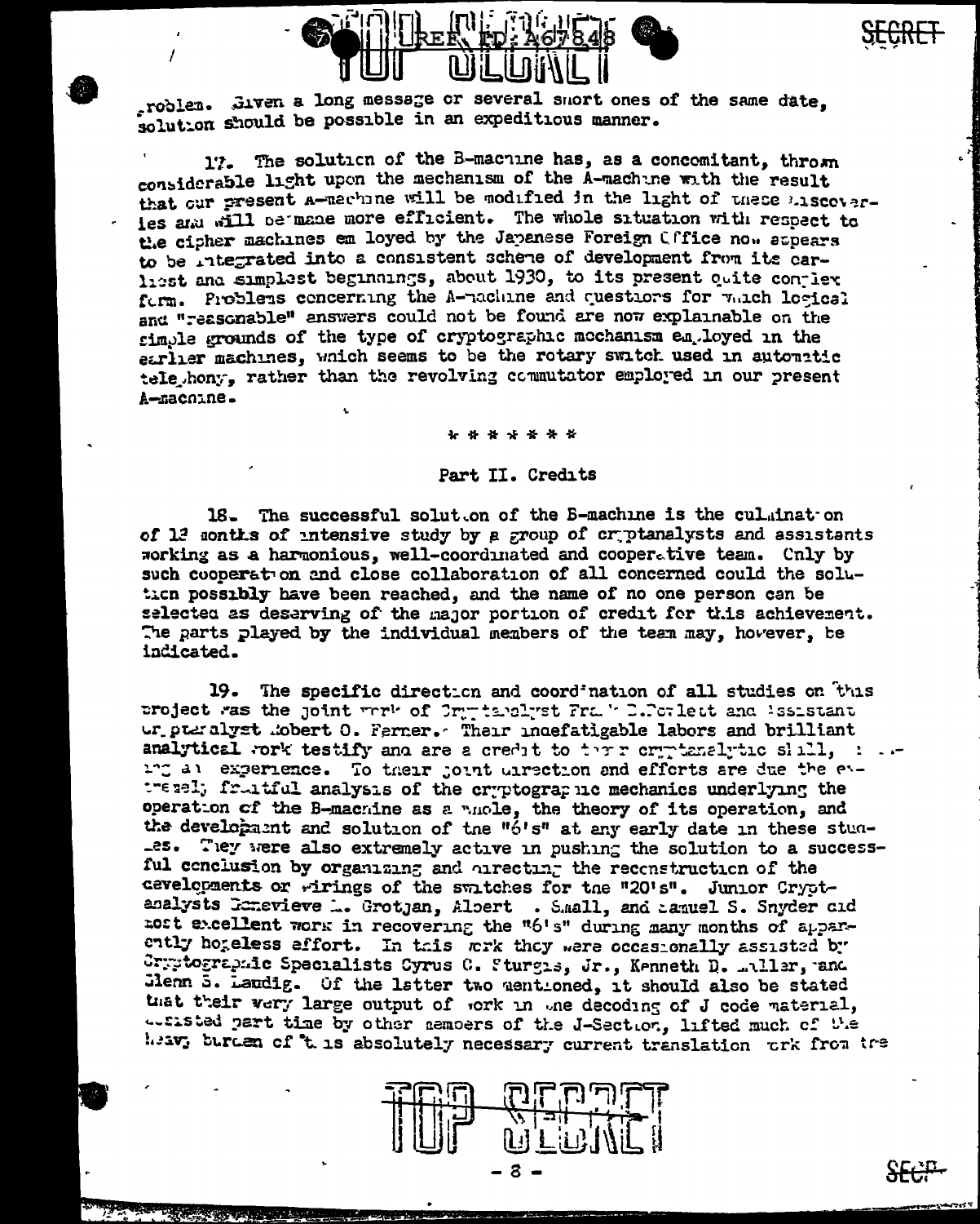problem. Given a long message or several short ones of the same date, solution should be possible in an expeditious manner.

17. The solution of the B-machine has, as a concomitant, thrown considerable light upon the mechanism of the A-machine with the result that our present A-machine will be modified in the light of these discoveries and will be made more efficient. The whole situation with respect to the cipher machines employed by the Japanese Foreign Office now appears to be integrated into a consistent scheme of development from its earliest and simplest beginnings, about 1930, to its present quite complex form. Problems concerning the A-machine and questions for which logical and "reasonable" answers could not be found are now explainable on the simple grounds of the type of cryptographic mechanism employed in the earlier machines, which seems to be the rotary switch used in automatic telephony, rather than the revolving commutator employed in our present A-machine.

\* \* \* \* \* \* \*

## Part II. Credits

18. The successful solution of the B-machine is the culmination of 18 months of intensive study by a group of cryptanalysts and assistants working as a harmonious, well-coordinated and cooperative team. Only by such cooperation and close collaboration of all concerned could the solution possibly have been reached, and the name of no one person can be selected as deserving of the major portion of credit for this achievement. The parts played by the individual members of the team may, however, be indicated.

19. The specific direction and coordination of all studies on this project was the joint work of Cryptanalyst Frank B. Rowlett and Assistant Cryptanalyst Robert O. Ferner. Their indefatigable labors and brilliant analytical work testify and are a credit to their cryptanalytic skill, training and experience. To their joint direction and efforts are due the extremely fruitful analysis of the cryptographic mechanics underlying the operation of the B-machine as a whole, the theory of its operation, and the development and solution of the "6's" at any early date in these studies. They were also extremely active in pushing the solution to a successful conclusion by organizing and directing the reconstruction of the developments or wirings of the switches for the "20's". Junior Cryptanalysts Genevieve M. Grotjan, Albert . Small, and Samuel S. Snyder did most excellent work in recovering the "6's" during many months of apparently hopeless effort. In this work they were occasionally assisted by Cryptographic Specialists Cyrus C. Sturgis, Jr., Kenneth D. Miller, and Glenn S. Laudig. Of the latter two mentioned, it should also be stated that their very large output of work in the decoding of J code material, assisted part time by other members of the J-Section, lifted much of the heavy burden of this absolutely necessary current translation work from the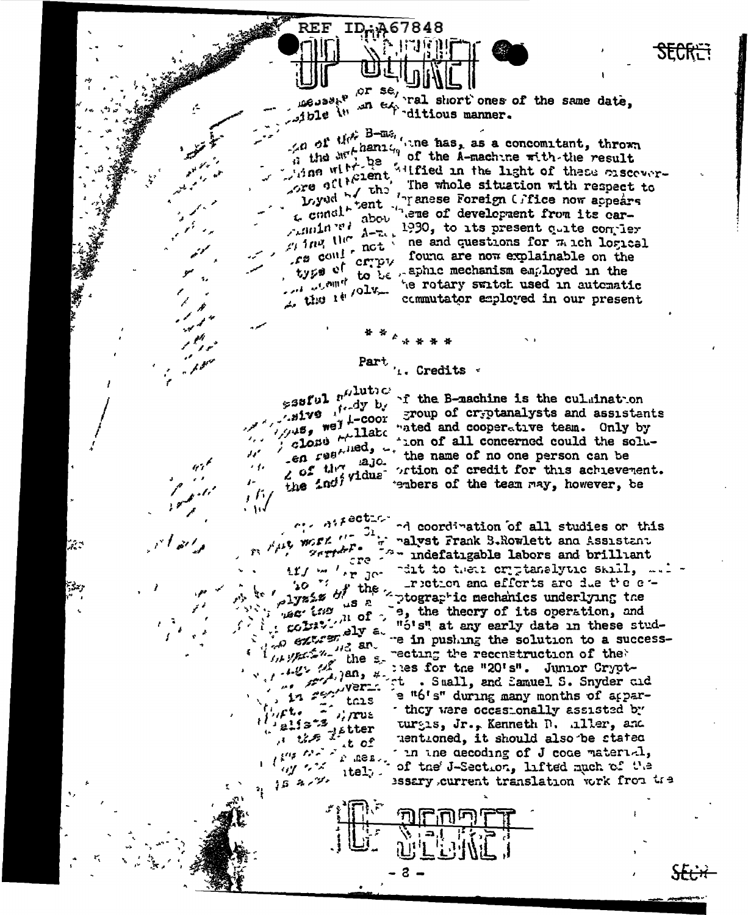REF ID:A67848

...or several short ones of the same date, ...ible in an expeditious manner.

...of the B-machine has, as a concomitant, thrown ...the mechanism of the A-machine with the result ...be clarified in the light of these discoveries. ...The whole situation with respect to ...Japanese Foreign Office now appears ...scheme of development from its earliest ...about 1930, to its present quite complex ... machine and questions for which logical ... not found are now explainable on the ... type of cryptographic mechanism employed in the ... to be the rotary switch used in automatic ... the revolving commutator employed in our present

\* \* \* \* \* \*

Part ...1. Credits

...successful solution of the B-machine is the culmination ... study by a group of cryptanalysts and assistants ...intensive, well-coordinated and cooperative team. Only by ... close collaboration of all concerned could the solution ... been reached, ... the name of no one person can be ... major portion of credit for this achievement. ... of the individual members of the team may, however, be

... direction and coordination of all studies on this ... work ... Cryptanalyst Frank B. Rowlett and Assistant ... indefatigable labors and brilliant ... credit to their cryptanalytic skill, ... ... direction and efforts are due the ... analysis of the cryptographic mechanics underlying the ... the theory of its operation, and ... "6's" at any early date in these studies ... extremely ... in pushing the solution to a successful ... reconstruction of the ... the ... for the "20's". Junior Cryptanalyst ... Small, and Samuel S. Snyder did ... the "6's" during many months of apparently ... they were occasionally assisted by ... Sturgis, Jr., Kenneth D. Miller, and ... mentioned, it should also be stated ... in the decoding of J code material, ... of the J-Section, lifted much of the ... necessary current translation work from the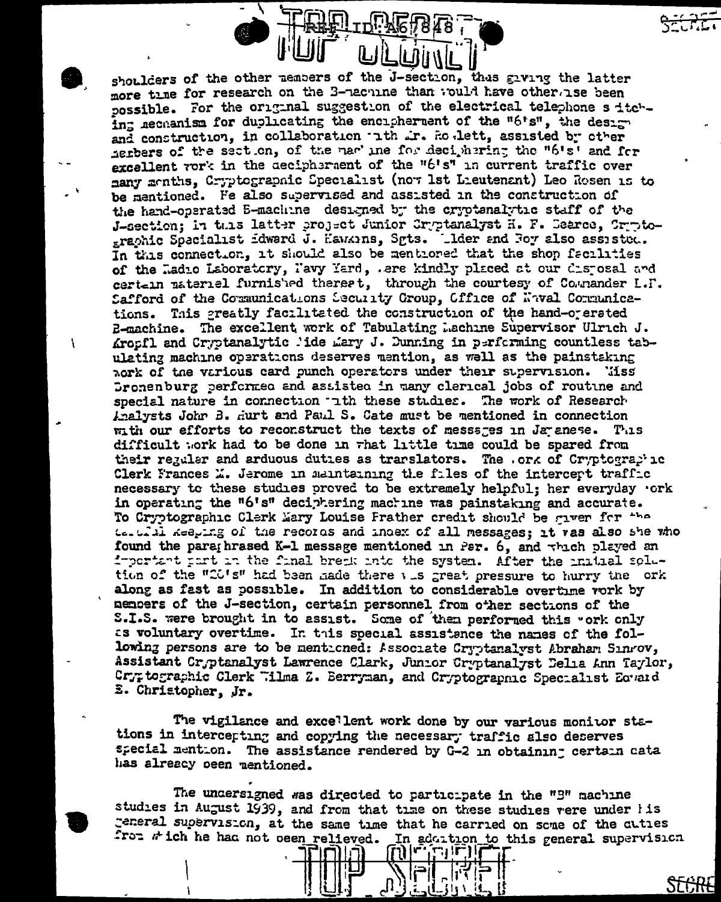shoulders of the other members of the J-section, thus giving the latter more time for research on the B-machine than would have otherwise been possible. For the original suggestion of the electrical telephone switching mechanism for duplicating the encipherment of the "6's", the design and construction, in collaboration with Mr. Rowlett, assisted by other members of the section, of the machine for deciphering the "6's" and for excellent work in the decipherment of the "6's" in current traffic over many months, Cryptographic Specialist (now 1st Lieutenant) Leo Rosen is to be mentioned. He also supervised and assisted in the construction of the hand-operated B-machine designed by the cryptanalytic staff of the J-section; in this latter project Junior Cryptanalyst H. F. Bearce, Cryptographic Specialist Edward J. Hawkins, Sgts. Elder and Roy also assisted. In this connection, it should also be mentioned that the shop facilities of the Radio Laboratory, Navy Yard, were kindly placed at our disposal and certain materiel furnished thereat, through the courtesy of Commander L.F. Safford of the Communications Security Group, Office of Naval Communications. This greatly facilitated the construction of the hand-operated B-machine. The excellent work of Tabulating Machine Supervisor Ulrich J. Kropfl and Cryptanalytic Aide Mary J. Dunning in performing countless tabulating machine operations deserves mention, as well as the painstaking work of the various card punch operators under their supervision. Miss Bronenburg performed and assisted in many clerical jobs of routine and special nature in connection with these studies. The work of Research Analysts John B. Hurt and Paul S. Cate must be mentioned in connection with our efforts to reconstruct the texts of messages in Japanese. This difficult work had to be done in what little time could be spared from their regular and arduous duties as translators. The work of Cryptographic Clerk Frances M. Jerome in maintaining the files of the intercept traffic necessary to these studies proved to be extremely helpful; her everyday work in operating the "6's" deciphering machine was painstaking and accurate. To Cryptographic Clerk Mary Louise Prather credit should be given for the careful keeping of the records and index of all messages; it was also she who found the paraphrased K-1 message mentioned in Par. 6, and which played an important part in the final break into the system. After the initial solution of the "20's" had been made there was great pressure to hurry the work along as fast as possible. In addition to considerable overtime work by members of the J-section, certain personnel from other sections of the S.I.S. were brought in to assist. Some of them performed this work only as voluntary overtime. In this special assistance the names of the following persons are to be mentioned: Associate Cryptanalyst Abraham Sinkov, Assistant Cryptanalyst Lawrence Clark, Junior Cryptanalyst Delia Ann Taylor, Cryptographic Clerk Wilma Z. Berryman, and Cryptographic Specialist Edward B. Christopher, Jr.

The vigilance and excellent work done by our various monitor stations in intercepting and copying the necessary traffic also deserves special mention. The assistance rendered by G-2 in obtaining certain data has already been mentioned.

The undersigned was directed to participate in the "B" machine studies in August 1939, and from that time on these studies were under his general supervision, at the same time that he carried on some of the duties from which he had not been relieved. In addition to this general supervision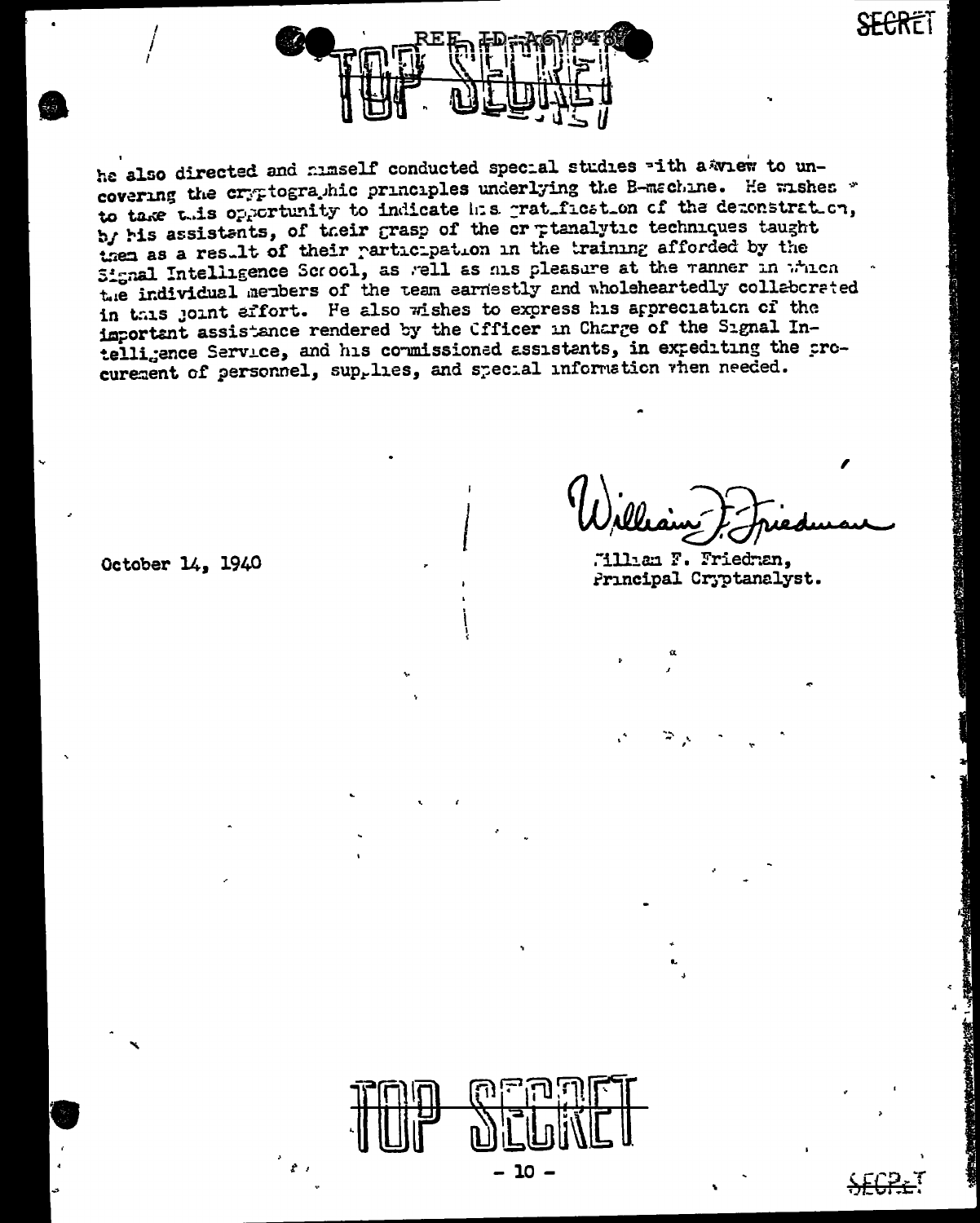he also directed and himself conducted special studies with a view to uncovering the cryptographic principles underlying the B-machine. He wishes to take this opportunity to indicate his gratification of the demonstration, by his assistants, of their grasp of the cryptanalytic techniques taught them as a result of their participation in the training afforded by the Signal Intelligence School, as well as his pleasure at the manner in which the individual members of the team earnestly and wholeheartedly collaborated in this joint effort. He also wishes to express his appreciation of the important assistance rendered by the Officer in Charge of the Signal Intelligence Service, and his commissioned assistants, in expediting the procurement of personnel, supplies, and special information when needed.

William F. Friedman

October 14, 1940

William F. Friedman,
Principal Cryptanalyst.